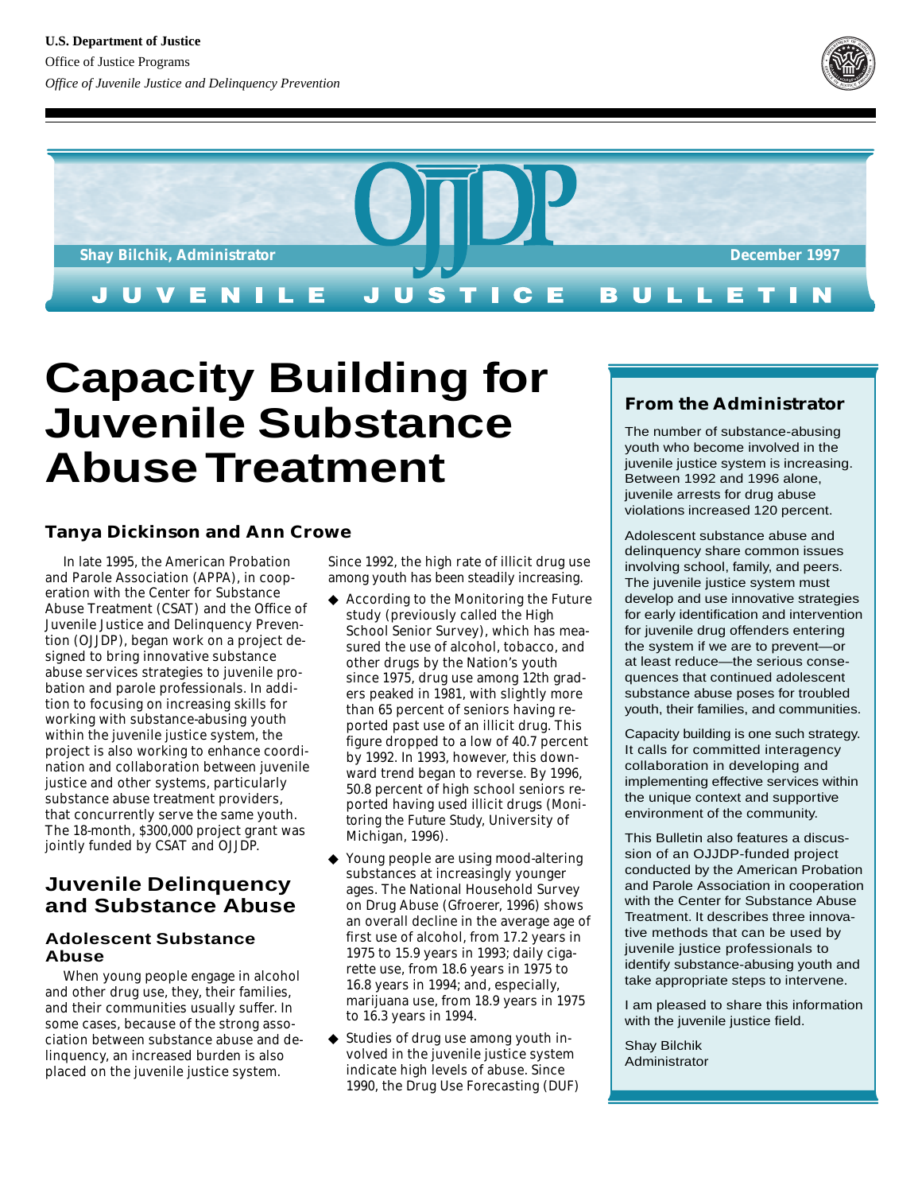U.S. Department of Justice

Office of Justice Programs

*Office of Juvenile Justice and Delinquency Prevention*

OJJDP

Shay Bilchik, Administrator

December 1997

JUVENILE JUSTICE BULLETIN

# Capacity Building for Juvenile Substance Abuse Treatment

### Tanya Dickinson and Ann Crowe

In late 1995, the American Probation and Parole Association (APPA), in cooperation with the Center for Substance Abuse Treatment (CSAT) and the Office of Juvenile Justice and Delinquency Prevention (OJJDP), began work on a project designed to bring innovative substance abuse services strategies to juvenile probation and parole professionals. In addition to focusing on increasing skills for working with substance-abusing youth within the juvenile justice system, the project is also working to enhance coordination and collaboration between juvenile justice and other systems, particularly substance abuse treatment providers, that concurrently serve the same youth. The 18-month, $300,000 project grant was jointly funded by CSAT and OJJDP.

## Juvenile Delinquency and Substance Abuse

### Adolescent Substance Abuse

When young people engage in alcohol and other drug use, they, their families, and their communities usually suffer. In some cases, because of the strong association between substance abuse and delinquency, an increased burden is also placed on the juvenile justice system. Since 1992, the high rate of illicit drug use among youth has been steadily increasing.

- According to the Monitoring the Future study (previously called the High School Senior Survey), which has measured the use of alcohol, tobacco, and other drugs by the Nation's youth since 1975, drug use among 12th graders peaked in 1981, with slightly more than 65 percent of seniors having reported past use of an illicit drug. This figure dropped to a low of 40.7 percent by 1992. In 1993, however, this downward trend began to reverse. By 1996, 50.8 percent of high school seniors reported having used illicit drugs (Monitoring the Future Study, University of Michigan, 1996).
- Young people are using mood-altering substances at increasingly younger ages. The National Household Survey on Drug Abuse (Gfroerer, 1996) shows an overall decline in the average age of first use of alcohol, from 17.2 years in 1975 to 15.9 years in 1993; daily cigarette use, from 18.6 years in 1975 to 16.8 years in 1994; and, especially, marijuana use, from 18.9 years in 1975 to 16.3 years in 1994.
- Studies of drug use among youth involved in the juvenile justice system indicate high levels of abuse. Since 1990, the Drug Use Forecasting (DUF)

---

### From the Administrator

The number of substance-abusing youth who become involved in the juvenile justice system is increasing. Between 1992 and 1996 alone, juvenile arrests for drug abuse violations increased 120 percent.

Adolescent substance abuse and delinquency share common issues involving school, family, and peers. The juvenile justice system must develop and use innovative strategies for early identification and intervention for juvenile drug offenders entering the system if we are to prevent—or at least reduce—the serious consequences that continued adolescent substance abuse poses for troubled youth, their families, and communities.

Capacity building is one such strategy. It calls for committed interagency collaboration in developing and implementing effective services within the unique context and supportive environment of the community.

This Bulletin also features a discussion of an OJJDP-funded project conducted by the American Probation and Parole Association in cooperation with the Center for Substance Abuse Treatment. It describes three innovative methods that can be used by juvenile justice professionals to identify substance-abusing youth and take appropriate steps to intervene.

I am pleased to share this information with the juvenile justice field.

Shay Bilchik
Administrator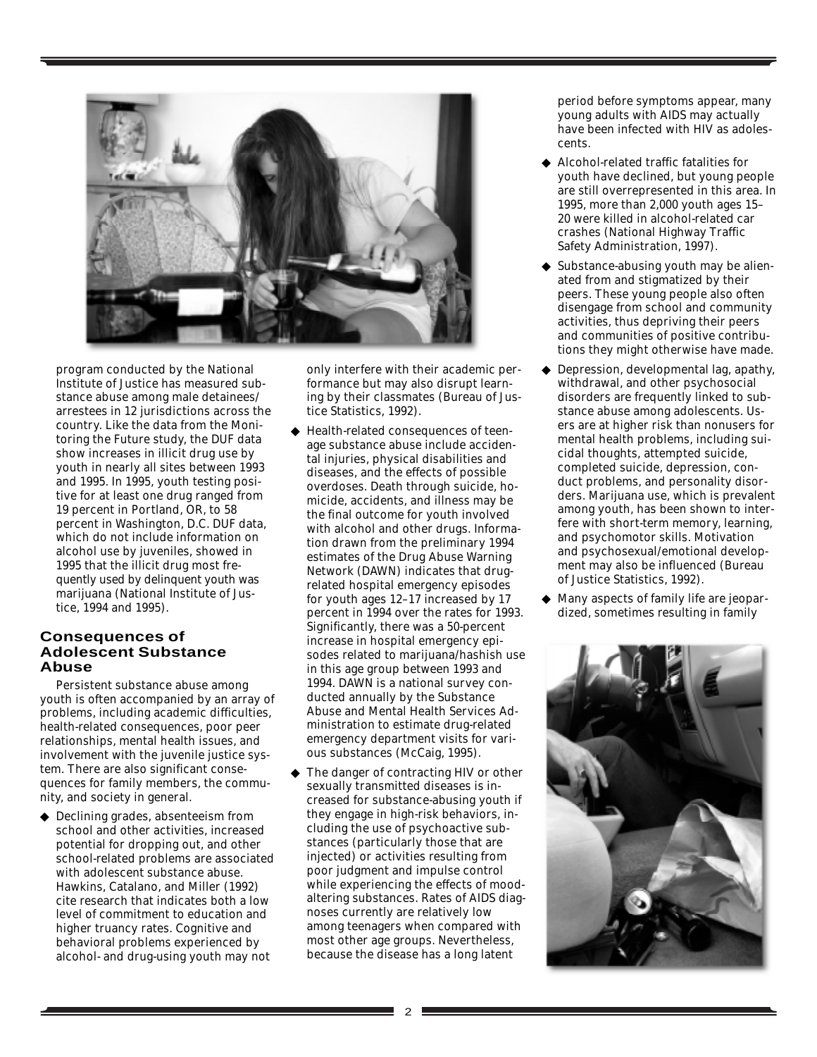program conducted by the National Institute of Justice has measured substance abuse among male detainees/arrestees in 12 jurisdictions across the country. Like the data from the Monitoring the Future study, the DUF data show increases in illicit drug use by youth in nearly all sites between 1993 and 1995. In 1995, youth testing positive for at least one drug ranged from 19 percent in Portland, OR, to 58 percent in Washington, D.C. DUF data, which do not include information on alcohol use by juveniles, showed in 1995 that the illicit drug most frequently used by delinquent youth was marijuana (National Institute of Justice, 1994 and 1995).

## Consequences of Adolescent Substance Abuse

Persistent substance abuse among youth is often accompanied by an array of problems, including academic difficulties, health-related consequences, poor peer relationships, mental health issues, and involvement with the juvenile justice system. There are also significant consequences for family members, the community, and society in general.

- Declining grades, absenteeism from school and other activities, increased potential for dropping out, and other school-related problems are associated with adolescent substance abuse. Hawkins, Catalano, and Miller (1992) cite research that indicates both a low level of commitment to education and higher truancy rates. Cognitive and behavioral problems experienced by alcohol- and drug-using youth may not only interfere with their academic performance but may also disrupt learning by their classmates (Bureau of Justice Statistics, 1992).
- Health-related consequences of teenage substance abuse include accidental injuries, physical disabilities and diseases, and the effects of possible overdoses. Death through suicide, homicide, accidents, and illness may be the final outcome for youth involved with alcohol and other drugs. Information drawn from the preliminary 1994 estimates of the Drug Abuse Warning Network (DAWN) indicates that drug-related hospital emergency episodes for youth ages 12–17 increased by 17 percent in 1994 over the rates for 1993. Significantly, there was a 50-percent increase in hospital emergency episodes related to marijuana/hashish use in this age group between 1993 and 1994. DAWN is a national survey conducted annually by the Substance Abuse and Mental Health Services Administration to estimate drug-related emergency department visits for various substances (McCaig, 1995).
- The danger of contracting HIV or other sexually transmitted diseases is increased for substance-abusing youth if they engage in high-risk behaviors, including the use of psychoactive substances (particularly those that are injected) or activities resulting from poor judgment and impulse control while experiencing the effects of mood-altering substances. Rates of AIDS diagnoses currently are relatively low among teenagers when compared with most other age groups. Nevertheless, because the disease has a long latent period before symptoms appear, many young adults with AIDS may actually have been infected with HIV as adolescents.
- Alcohol-related traffic fatalities for youth have declined, but young people are still overrepresented in this area. In 1995, more than 2,000 youth ages 15–20 were killed in alcohol-related car crashes (National Highway Traffic Safety Administration, 1997).
- Substance-abusing youth may be alienated from and stigmatized by their peers. These young people also often disengage from school and community activities, thus depriving their peers and communities of positive contributions they might otherwise have made.
- Depression, developmental lag, apathy, withdrawal, and other psychosocial disorders are frequently linked to substance abuse among adolescents. Users are at higher risk than nonusers for mental health problems, including suicidal thoughts, attempted suicide, completed suicide, depression, conduct problems, and personality disorders. Marijuana use, which is prevalent among youth, has been shown to interfere with short-term memory, learning, and psychomotor skills. Motivation and psychosexual/emotional development may also be influenced (Bureau of Justice Statistics, 1992).
- Many aspects of family life are jeopardized, sometimes resulting in family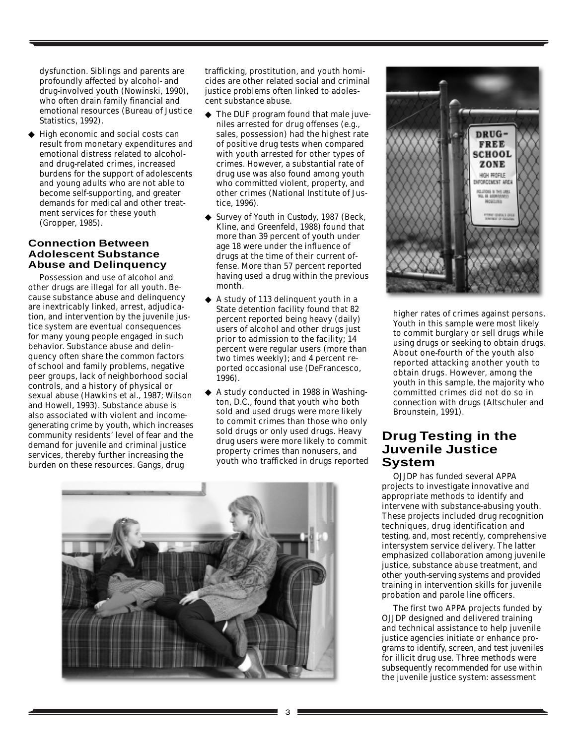dysfunction. Siblings and parents are profoundly affected by alcohol- and drug-involved youth (Nowinski, 1990), who often drain family financial and emotional resources (Bureau of Justice Statistics, 1992).

- High economic and social costs can result from monetary expenditures and emotional distress related to alcohol- and drug-related crimes, increased burdens for the support of adolescents and young adults who are not able to become self-supporting, and greater demands for medical and other treatment services for these youth (Gropper, 1985).

### Connection Between Adolescent Substance Abuse and Delinquency

Possession and use of alcohol and other drugs are illegal for all youth. Because substance abuse and delinquency are inextricably linked, arrest, adjudication, and intervention by the juvenile justice system are eventual consequences for many young people engaged in such behavior. Substance abuse and delinquency often share the common factors of school and family problems, negative peer groups, lack of neighborhood social controls, and a history of physical or sexual abuse (Hawkins et al., 1987; Wilson and Howell, 1993). Substance abuse is also associated with violent and income-generating crime by youth, which increases community residents' level of fear and the demand for juvenile and criminal justice services, thereby further increasing the burden on these resources. Gangs, drug trafficking, prostitution, and youth homicides are other related social and criminal justice problems often linked to adolescent substance abuse.

- The DUF program found that male juveniles arrested for drug offenses (e.g., sales, possession) had the highest rate of positive drug tests when compared with youth arrested for other types of crimes. However, a substantial rate of drug use was also found among youth who committed violent, property, and other crimes (National Institute of Justice, 1996).

- *Survey of Youth in Custody, 1987* (Beck, Kline, and Greenfeld, 1988) found that more than 39 percent of youth under age 18 were under the influence of drugs at the time of their current offense. More than 57 percent reported having used a drug within the previous month.

- A study of 113 delinquent youth in a State detention facility found that 82 percent reported being heavy (daily) users of alcohol and other drugs just prior to admission to the facility; 14 percent were regular users (more than two times weekly); and 4 percent reported occasional use (DeFrancesco, 1996).

- A study conducted in 1988 in Washington, D.C., found that youth who both sold and used drugs were more likely to commit crimes than those who only sold drugs or only used drugs. Heavy drug users were more likely to commit property crimes than nonusers, and youth who trafficked in drugs reported higher rates of crimes against persons. Youth in this sample were most likely to commit burglary or sell drugs while using drugs or seeking to obtain drugs. About one-fourth of the youth also reported attacking another youth to obtain drugs. However, among the youth in this sample, the majority who committed crimes did not do so in connection with drugs (Altschuler and Brounstein, 1991).

## Drug Testing in the Juvenile Justice System

OJJDP has funded several APPA projects to investigate innovative and appropriate methods to identify and intervene with substance-abusing youth. These projects included drug recognition techniques, drug identification and testing, and, most recently, comprehensive intersystem service delivery. The latter emphasized collaboration among juvenile justice, substance abuse treatment, and other youth-serving systems and provided training in intervention skills for juvenile probation and parole line officers.

The first two APPA projects funded by OJJDP designed and delivered training and technical assistance to help juvenile justice agencies initiate or enhance programs to identify, screen, and test juveniles for illicit drug use. Three methods were subsequently recommended for use within the juvenile justice system: assessment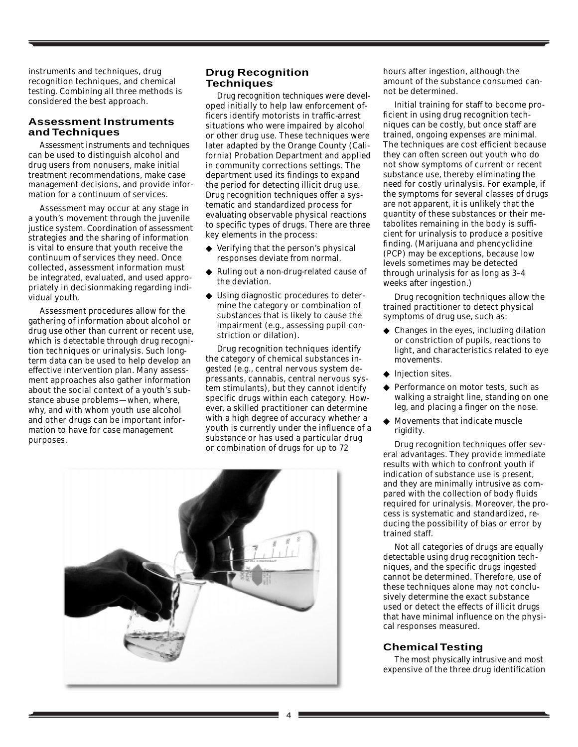instruments and techniques, drug recognition techniques, and chemical testing. Combining all three methods is considered the best approach.

## Assessment Instruments and Techniques

*Assessment instruments and techniques* can be used to distinguish alcohol and drug users from nonusers, make initial treatment recommendations, make case management decisions, and provide information for a continuum of services.

Assessment may occur at any stage in a youth's movement through the juvenile justice system. Coordination of assessment strategies and the sharing of information is vital to ensure that youth receive the continuum of services they need. Once collected, assessment information must be integrated, evaluated, and used appropriately in decisionmaking regarding individual youth.

Assessment procedures allow for the gathering of information about alcohol or drug use other than current or recent use, which is detectable through drug recognition techniques or urinalysis. Such long-term data can be used to help develop an effective intervention plan. Many assessment approaches also gather information about the social context of a youth's substance abuse problems—when, where, why, and with whom youth use alcohol and other drugs can be important information to have for case management purposes.

## Drug Recognition Techniques

*Drug recognition techniques* were developed initially to help law enforcement officers identify motorists in traffic-arrest situations who were impaired by alcohol or other drug use. These techniques were later adapted by the Orange County (California) Probation Department and applied in community corrections settings. The department used its findings to expand the period for detecting illicit drug use. Drug recognition techniques offer a systematic and standardized process for evaluating observable physical reactions to specific types of drugs. There are three key elements in the process:

- Verifying that the person's physical responses deviate from normal.
- Ruling out a non-drug-related cause of the deviation.
- Using diagnostic procedures to determine the category or combination of substances that is likely to cause the impairment (e.g., assessing pupil constriction or dilation).

Drug recognition techniques identify the category of chemical substances ingested (e.g., central nervous system depressants, cannabis, central nervous system stimulants), but they cannot identify specific drugs within each category. However, a skilled practitioner can determine with a high degree of accuracy whether a youth is currently under the influence of a substance or has used a particular drug or combination of drugs for up to 72 hours after ingestion, although the amount of the substance consumed cannot be determined.

Initial training for staff to become proficient in using drug recognition techniques can be costly, but once staff are trained, ongoing expenses are minimal. The techniques are cost efficient because they can often screen out youth who do not show symptoms of current or recent substance use, thereby eliminating the need for costly urinalysis. For example, if the symptoms for several classes of drugs are not apparent, it is unlikely that the quantity of these substances or their metabolites remaining in the body is sufficient for urinalysis to produce a positive finding. (Marijuana and phencyclidine (PCP) may be exceptions, because low levels sometimes may be detected through urinalysis for as long as 3–4 weeks after ingestion.)

Drug recognition techniques allow the trained practitioner to detect physical symptoms of drug use, such as:

- Changes in the eyes, including dilation or constriction of pupils, reactions to light, and characteristics related to eye movements.
- Injection sites.
- Performance on motor tests, such as walking a straight line, standing on one leg, and placing a finger on the nose.
- Movements that indicate muscle rigidity.

Drug recognition techniques offer several advantages. They provide immediate results with which to confront youth if indication of substance use is present, and they are minimally intrusive as compared with the collection of body fluids required for urinalysis. Moreover, the process is systematic and standardized, reducing the possibility of bias or error by trained staff.

Not all categories of drugs are equally detectable using drug recognition techniques, and the specific drugs ingested cannot be determined. Therefore, use of these techniques alone may not conclusively determine the exact substance used or detect the effects of illicit drugs that have minimal influence on the physical responses measured.

## Chemical Testing

The most physically intrusive and most expensive of the three drug identification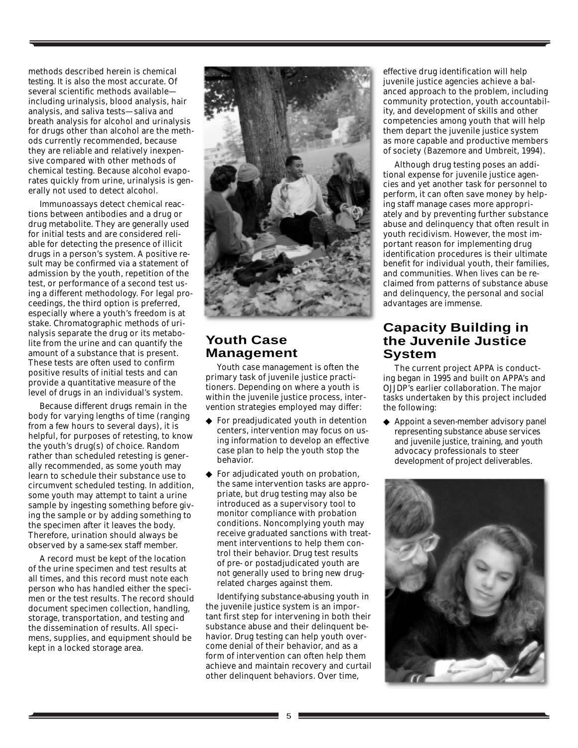methods described herein is chemical testing. It is also the most accurate. Of several scientific methods available—including urinalysis, blood analysis, hair analysis, and saliva tests—saliva and breath analysis for alcohol and urinalysis for drugs other than alcohol are the methods currently recommended, because they are reliable and relatively inexpensive compared with other methods of chemical testing. Because alcohol evaporates quickly from urine, urinalysis is generally not used to detect alcohol.

Immunoassays detect chemical reactions between antibodies and a drug or drug metabolite. They are generally used for initial tests and are considered reliable for detecting the presence of illicit drugs in a person's system. A positive result may be confirmed via a statement of admission by the youth, repetition of the test, or performance of a second test using a different methodology. For legal proceedings, the third option is preferred, especially where a youth's freedom is at stake. Chromatographic methods of urinalysis separate the drug or its metabolite from the urine and can quantify the amount of a substance that is present. These tests are often used to confirm positive results of initial tests and can provide a quantitative measure of the level of drugs in an individual's system.

Because different drugs remain in the body for varying lengths of time (ranging from a few hours to several days), it is helpful, for purposes of retesting, to know the youth's drug(s) of choice. Random rather than scheduled retesting is generally recommended, as some youth may learn to schedule their substance use to circumvent scheduled testing. In addition, some youth may attempt to taint a urine sample by ingesting something before giving the sample or by adding something to the specimen after it leaves the body. Therefore, urination should always be observed by a same-sex staff member.

A record must be kept of the location of the urine specimen and test results at all times, and this record must note each person who has handled either the specimen or the test results. The record should document specimen collection, handling, storage, transportation, and testing and the dissemination of results. All specimens, supplies, and equipment should be kept in a locked storage area.

## Youth Case Management

Youth case management is often the primary task of juvenile justice practitioners. Depending on where a youth is within the juvenile justice process, intervention strategies employed may differ:

- For preadjudicated youth in detention centers, intervention may focus on using information to develop an effective case plan to help the youth stop the behavior.
- For adjudicated youth on probation, the same intervention tasks are appropriate, but drug testing may also be introduced as a supervisory tool to monitor compliance with probation conditions. Noncomplying youth may receive graduated sanctions with treatment interventions to help them control their behavior. Drug test results of pre- or postadjudicated youth are not generally used to bring new drug-related charges against them.

Identifying substance-abusing youth in the juvenile justice system is an important first step for intervening in both their substance abuse and their delinquent behavior. Drug testing can help youth overcome denial of their behavior, and as a form of intervention can often help them achieve and maintain recovery and curtail other delinquent behaviors. Over time, effective drug identification will help juvenile justice agencies achieve a balanced approach to the problem, including community protection, youth accountability, and development of skills and other competencies among youth that will help them depart the juvenile justice system as more capable and productive members of society (Bazemore and Umbreit, 1994).

Although drug testing poses an additional expense for juvenile justice agencies and yet another task for personnel to perform, it can often save money by helping staff manage cases more appropriately and by preventing further substance abuse and delinquency that often result in youth recidivism. However, the most important reason for implementing drug identification procedures is their ultimate benefit for individual youth, their families, and communities. When lives can be reclaimed from patterns of substance abuse and delinquency, the personal and social advantages are immense.

## Capacity Building in the Juvenile Justice System

The current project APPA is conducting began in 1995 and built on APPA's and OJJDP's earlier collaboration. The major tasks undertaken by this project included the following:

- Appoint a seven-member advisory panel representing substance abuse services and juvenile justice, training, and youth advocacy professionals to steer development of project deliverables.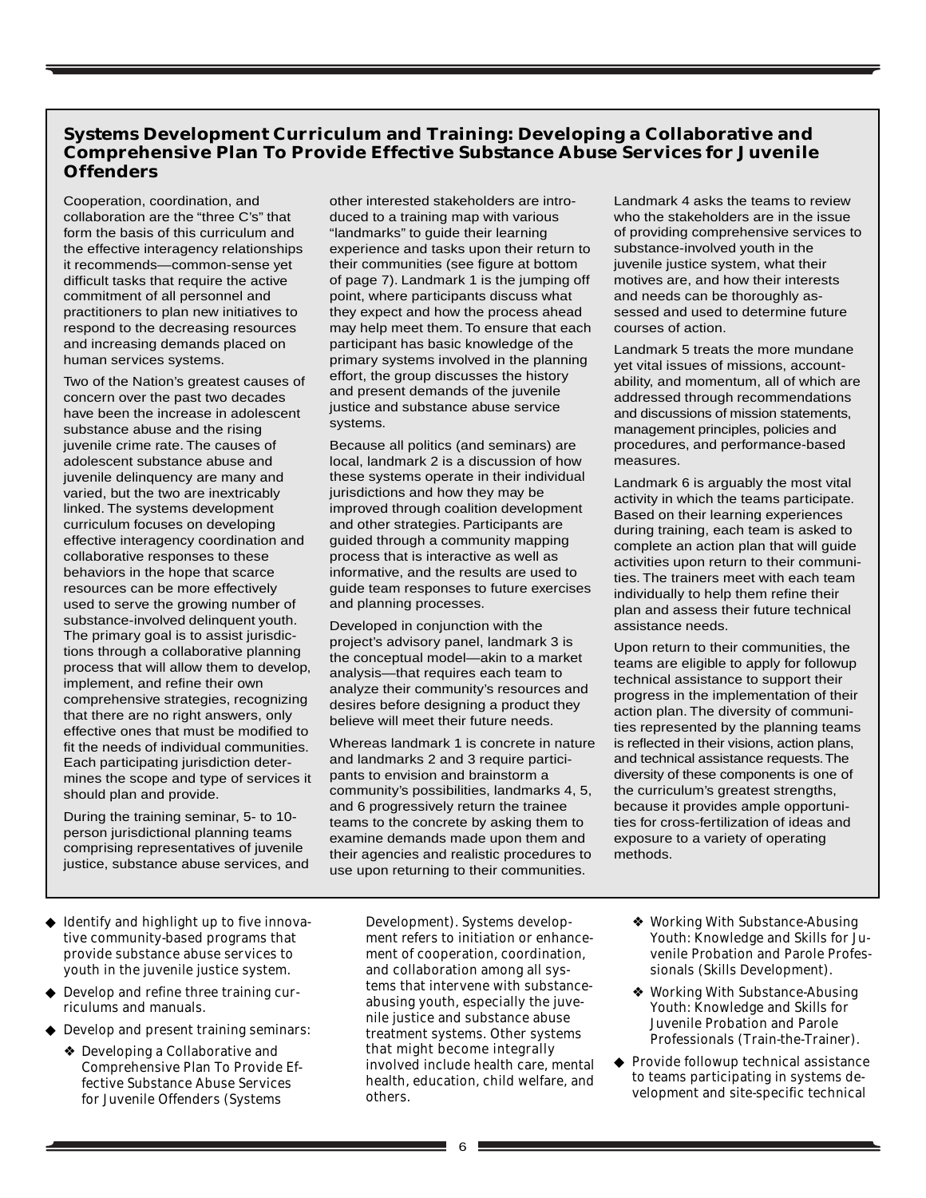## Systems Development Curriculum and Training: Developing a Collaborative and Comprehensive Plan To Provide Effective Substance Abuse Services for Juvenile Offenders

Cooperation, coordination, and collaboration are the "three C's" that form the basis of this curriculum and the effective interagency relationships it recommends—common-sense yet difficult tasks that require the active commitment of all personnel and practitioners to plan new initiatives to respond to the decreasing resources and increasing demands placed on human services systems.

Two of the Nation's greatest causes of concern over the past two decades have been the increase in adolescent substance abuse and the rising juvenile crime rate. The causes of adolescent substance abuse and juvenile delinquency are many and varied, but the two are inextricably linked. The systems development curriculum focuses on developing effective interagency coordination and collaborative responses to these behaviors in the hope that scarce resources can be more effectively used to serve the growing number of substance-involved delinquent youth. The primary goal is to assist jurisdictions through a collaborative planning process that will allow them to develop, implement, and refine their own comprehensive strategies, recognizing that there are no right answers, only effective ones that must be modified to fit the needs of individual communities. Each participating jurisdiction determines the scope and type of services it should plan and provide.

During the training seminar, 5- to 10-person jurisdictional planning teams comprising representatives of juvenile justice, substance abuse services, and other interested stakeholders are introduced to a training map with various "landmarks" to guide their learning experience and tasks upon their return to their communities (see figure at bottom of page 7). Landmark 1 is the jumping off point, where participants discuss what they expect and how the process ahead may help meet them. To ensure that each participant has basic knowledge of the primary systems involved in the planning effort, the group discusses the history and present demands of the juvenile justice and substance abuse service systems.

Because all politics (and seminars) are local, landmark 2 is a discussion of how these systems operate in their individual jurisdictions and how they may be improved through coalition development and other strategies. Participants are guided through a community mapping process that is interactive as well as informative, and the results are used to guide team responses to future exercises and planning processes.

Developed in conjunction with the project's advisory panel, landmark 3 is the conceptual model—akin to a market analysis—that requires each team to analyze their community's resources and desires before designing a product they believe will meet their future needs.

Whereas landmark 1 is concrete in nature and landmarks 2 and 3 require participants to envision and brainstorm a community's possibilities, landmarks 4, 5, and 6 progressively return the trainee teams to the concrete by asking them to examine demands made upon them and their agencies and realistic procedures to use upon returning to their communities.

Landmark 4 asks the teams to review who the stakeholders are in the issue of providing comprehensive services to substance-involved youth in the juvenile justice system, what their motives are, and how their interests and needs can be thoroughly assessed and used to determine future courses of action.

Landmark 5 treats the more mundane yet vital issues of missions, accountability, and momentum, all of which are addressed through recommendations and discussions of mission statements, management principles, policies and procedures, and performance-based measures.

Landmark 6 is arguably the most vital activity in which the teams participate. Based on their learning experiences during training, each team is asked to complete an action plan that will guide activities upon return to their communities. The trainers meet with each team individually to help them refine their plan and assess their future technical assistance needs.

Upon return to their communities, the teams are eligible to apply for followup technical assistance to support their progress in the implementation of their action plan. The diversity of communities represented by the planning teams is reflected in their visions, action plans, and technical assistance requests. The diversity of these components is one of the curriculum's greatest strengths, because it provides ample opportunities for cross-fertilization of ideas and exposure to a variety of operating methods.

---

- Identify and highlight up to five innovative community-based programs that provide substance abuse services to youth in the juvenile justice system.
- Develop and refine three training curriculums and manuals.
- Develop and present training seminars:
  - Developing a Collaborative and Comprehensive Plan To Provide Effective Substance Abuse Services for Juvenile Offenders (Systems Development). Systems development refers to initiation or enhancement of cooperation, coordination, and collaboration among all systems that intervene with substance-abusing youth, especially the juvenile justice and substance abuse treatment systems. Other systems that might become integrally involved include health care, mental health, education, child welfare, and others.
  - Working With Substance-Abusing Youth: Knowledge and Skills for Juvenile Probation and Parole Professionals (Skills Development).
  - Working With Substance-Abusing Youth: Knowledge and Skills for Juvenile Probation and Parole Professionals (Train-the-Trainer).
- Provide followup technical assistance to teams participating in systems development and site-specific technical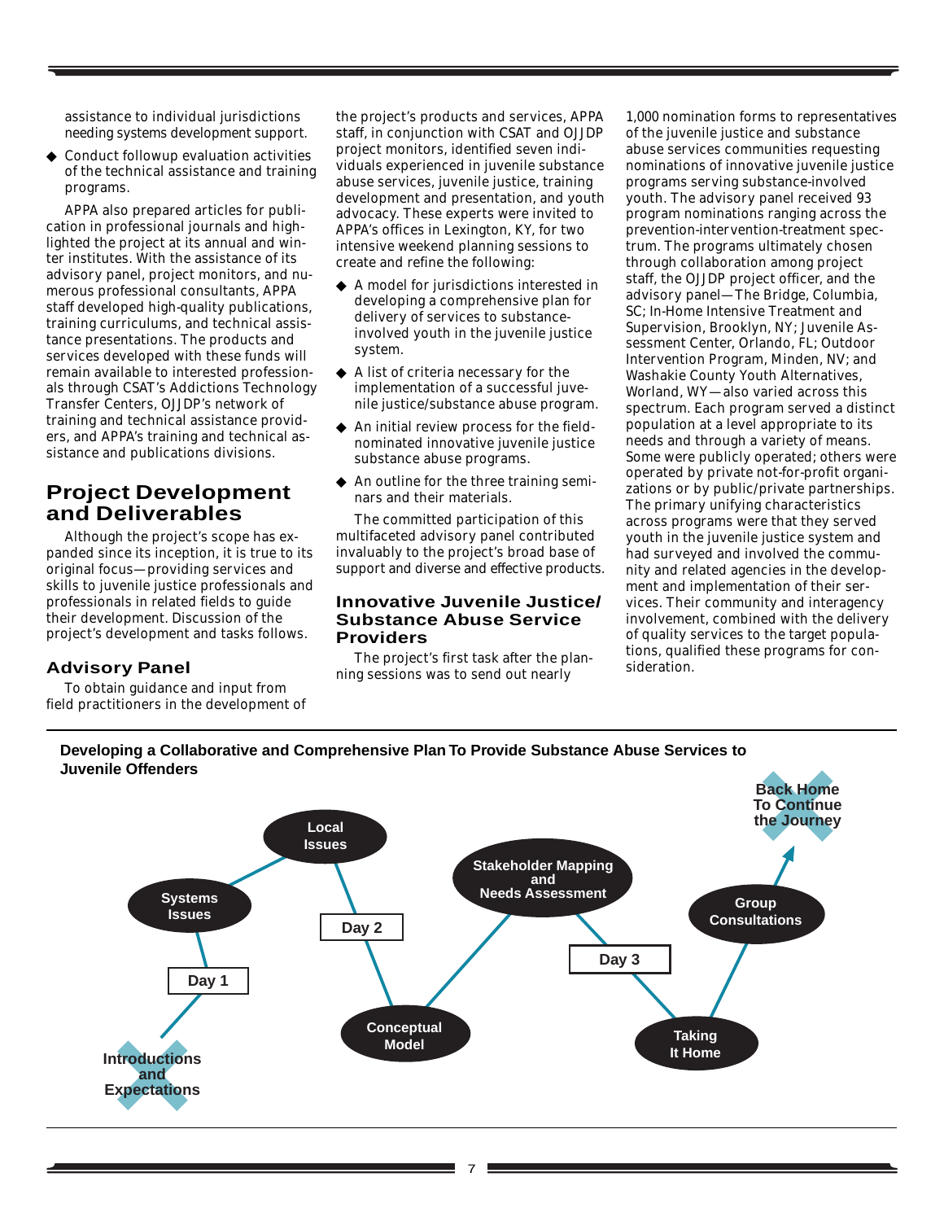assistance to individual jurisdictions needing systems development support.

- Conduct followup evaluation activities of the technical assistance and training programs.

APPA also prepared articles for publication in professional journals and highlighted the project at its annual and winter institutes. With the assistance of its advisory panel, project monitors, and numerous professional consultants, APPA staff developed high-quality publications, training curriculums, and technical assistance presentations. The products and services developed with these funds will remain available to interested professionals through CSAT's Addictions Technology Transfer Centers, OJJDP's network of training and technical assistance providers, and APPA's training and technical assistance and publications divisions.

## Project Development and Deliverables

Although the project's scope has expanded since its inception, it is true to its original focus—providing services and skills to juvenile justice professionals and professionals in related fields to guide their development. Discussion of the project's development and tasks follows.

### Advisory Panel

To obtain guidance and input from field practitioners in the development of the project's products and services, APPA staff, in conjunction with CSAT and OJJDP project monitors, identified seven individuals experienced in juvenile substance abuse services, juvenile justice, training development and presentation, and youth advocacy. These experts were invited to APPA's offices in Lexington, KY, for two intensive weekend planning sessions to create and refine the following:

- A model for jurisdictions interested in developing a comprehensive plan for delivery of services to substance-involved youth in the juvenile justice system.
- A list of criteria necessary for the implementation of a successful juvenile justice/substance abuse program.
- An initial review process for the field-nominated innovative juvenile justice substance abuse programs.
- An outline for the three training seminars and their materials.

The committed participation of this multifaceted advisory panel contributed invaluably to the project's broad base of support and diverse and effective products.

### Innovative Juvenile Justice/ Substance Abuse Service Providers

The project's first task after the planning sessions was to send out nearly 1,000 nomination forms to representatives of the juvenile justice and substance abuse services communities requesting nominations of innovative juvenile justice programs serving substance-involved youth. The advisory panel received 93 program nominations ranging across the prevention-intervention-treatment spectrum. The programs ultimately chosen through collaboration among project staff, the OJJDP project officer, and the advisory panel—The Bridge, Columbia, SC; In-Home Intensive Treatment and Supervision, Brooklyn, NY; Juvenile Assessment Center, Orlando, FL; Outdoor Intervention Program, Minden, NV; and Washakie County Youth Alternatives, Worland, WY—also varied across this spectrum. Each program served a distinct population at a level appropriate to its needs and through a variety of means. Some were publicly operated; others were operated by private not-for-profit organizations or by public/private partnerships. The primary unifying characteristics across programs were that they served youth in the juvenile justice system and had surveyed and involved the community and related agencies in the development and implementation of their services. Their community and interagency involvement, combined with the delivery of quality services to the target populations, qualified these programs for consideration.

**Developing a Collaborative and Comprehensive Plan To Provide Substance Abuse Services to Juvenile Offenders**

Introductions and Expectations → Day 1 → Systems Issues → Local Issues → Day 2 → Conceptual Model → Stakeholder Mapping and Needs Assessment → Day 3 → Taking It Home → Group Consultations → Back Home To Continue the Journey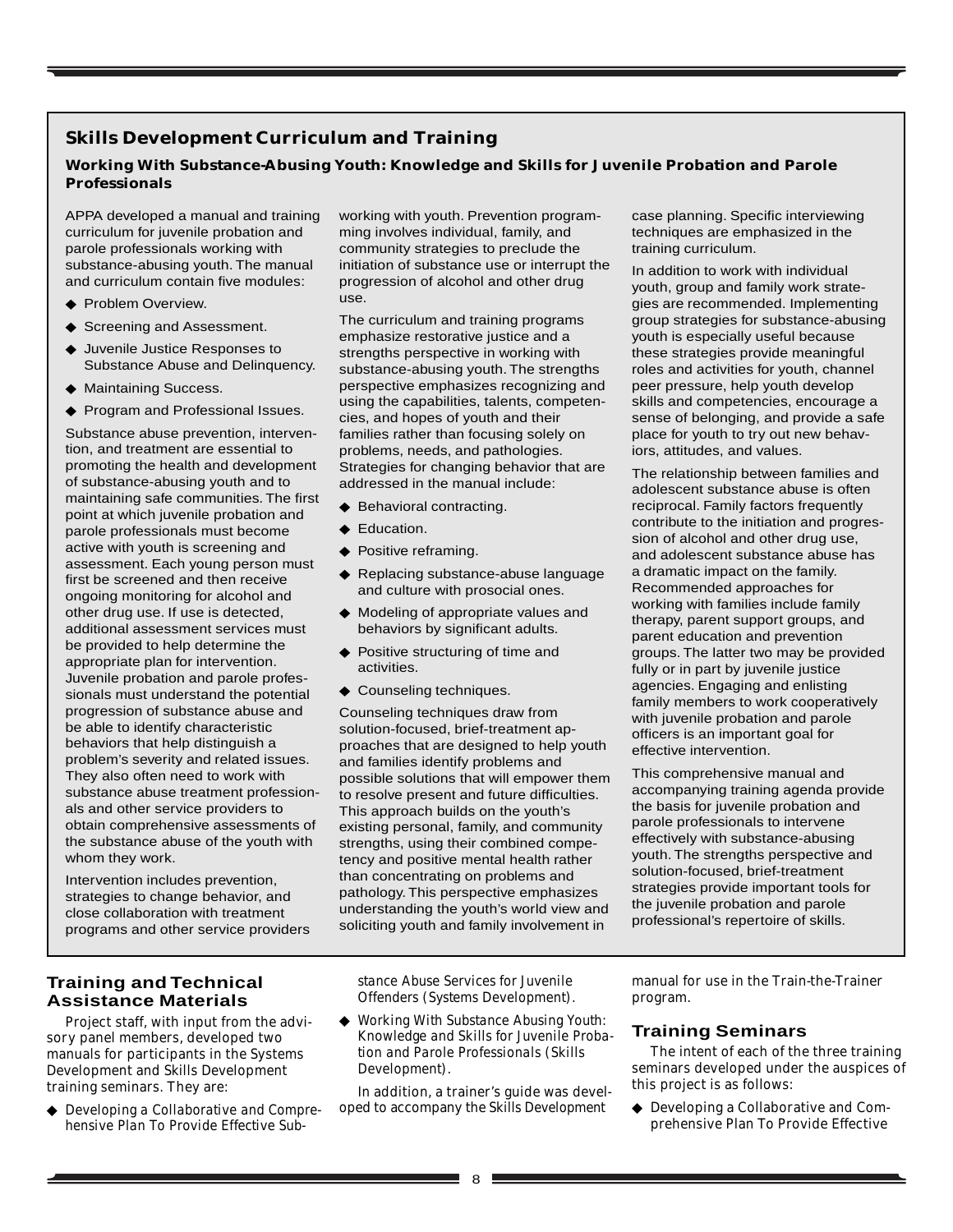## Skills Development Curriculum and Training

### Working With Substance-Abusing Youth: Knowledge and Skills for Juvenile Probation and Parole Professionals

APPA developed a manual and training curriculum for juvenile probation and parole professionals working with substance-abusing youth. The manual and curriculum contain five modules:

- Problem Overview.
- Screening and Assessment.
- Juvenile Justice Responses to Substance Abuse and Delinquency.
- Maintaining Success.
- Program and Professional Issues.

Substance abuse prevention, intervention, and treatment are essential to promoting the health and development of substance-abusing youth and to maintaining safe communities. The first point at which juvenile probation and parole professionals must become active with youth is screening and assessment. Each young person must first be screened and then receive ongoing monitoring for alcohol and other drug use. If use is detected, additional assessment services must be provided to help determine the appropriate plan for intervention. Juvenile probation and parole professionals must understand the potential progression of substance abuse and be able to identify characteristic behaviors that help distinguish a problem's severity and related issues. They also often need to work with substance abuse treatment professionals and other service providers to obtain comprehensive assessments of the substance abuse of the youth with whom they work.

Intervention includes prevention, strategies to change behavior, and close collaboration with treatment programs and other service providers working with youth. Prevention programming involves individual, family, and community strategies to preclude the initiation of substance use or interrupt the progression of alcohol and other drug use.

The curriculum and training programs emphasize restorative justice and a strengths perspective in working with substance-abusing youth. The strengths perspective emphasizes recognizing and using the capabilities, talents, competencies, and hopes of youth and their families rather than focusing solely on problems, needs, and pathologies. Strategies for changing behavior that are addressed in the manual include:

- Behavioral contracting.
- Education.
- Positive reframing.
- Replacing substance-abuse language and culture with prosocial ones.
- Modeling of appropriate values and behaviors by significant adults.
- Positive structuring of time and activities.
- Counseling techniques.

Counseling techniques draw from solution-focused, brief-treatment approaches that are designed to help youth and families identify problems and possible solutions that will empower them to resolve present and future difficulties. This approach builds on the youth's existing personal, family, and community strengths, using their combined competency and positive mental health rather than concentrating on problems and pathology. This perspective emphasizes understanding the youth's world view and soliciting youth and family involvement in case planning. Specific interviewing techniques are emphasized in the training curriculum.

In addition to work with individual youth, group and family work strategies are recommended. Implementing group strategies for substance-abusing youth is especially useful because these strategies provide meaningful roles and activities for youth, channel peer pressure, help youth develop skills and competencies, encourage a sense of belonging, and provide a safe place for youth to try out new behaviors, attitudes, and values.

The relationship between families and adolescent substance abuse is often reciprocal. Family factors frequently contribute to the initiation and progression of alcohol and other drug use, and adolescent substance abuse has a dramatic impact on the family. Recommended approaches for working with families include family therapy, parent support groups, and parent education and prevention groups. The latter two may be provided fully or in part by juvenile justice agencies. Engaging and enlisting family members to work cooperatively with juvenile probation and parole officers is an important goal for effective intervention.

This comprehensive manual and accompanying training agenda provide the basis for juvenile probation and parole professionals to intervene effectively with substance-abusing youth. The strengths perspective and solution-focused, brief-treatment strategies provide important tools for the juvenile probation and parole professional's repertoire of skills.

## Training and Technical Assistance Materials

Project staff, with input from the advisory panel members, developed two manuals for participants in the Systems Development and Skills Development training seminars. They are:

- *Developing a Collaborative and Comprehensive Plan To Provide Effective Substance Abuse Services for Juvenile Offenders* (Systems Development).
- *Working With Substance Abusing Youth: Knowledge and Skills for Juvenile Probation and Parole Professionals* (Skills Development).

In addition, a trainer's guide was developed to accompany the Skills Development manual for use in the Train-the-Trainer program.

## Training Seminars

The intent of each of the three training seminars developed under the auspices of this project is as follows:

- *Developing a Collaborative and Comprehensive Plan To Provide Effective*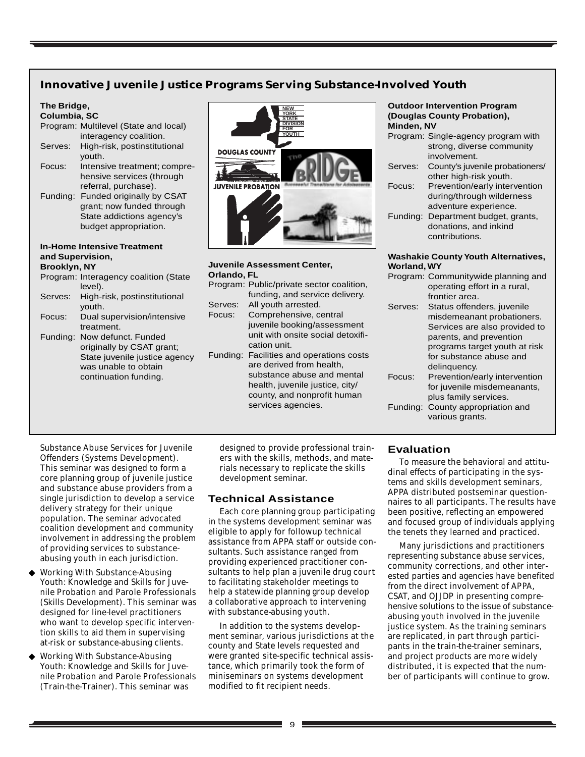## Innovative Juvenile Justice Programs Serving Substance-Involved Youth

**The Bridge,**
**Columbia, SC**

Program: Multilevel (State and local) interagency coalition.
Serves: High-risk, postinstitutional youth.
Focus: Intensive treatment; comprehensive services (through referral, purchase).
Funding: Funded originally by CSAT grant; now funded through State addictions agency's budget appropriation.

**In-Home Intensive Treatment and Supervision,**
**Brooklyn, NY**

Program: Interagency coalition (State level).
Serves: High-risk, postinstitutional youth.
Focus: Dual supervision/intensive treatment.
Funding: Now defunct. Funded originally by CSAT grant; State juvenile justice agency was unable to obtain continuation funding.

**Juvenile Assessment Center,**
**Orlando, FL**

Program: Public/private sector coalition, funding, and service delivery.
Serves: All youth arrested.
Focus: Comprehensive, central juvenile booking/assessment unit with onsite social detoxification unit.
Funding: Facilities and operations costs are derived from health, substance abuse and mental health, juvenile justice, city/county, and nonprofit human services agencies.

**Outdoor Intervention Program (Douglas County Probation),**
**Minden, NV**

Program: Single-agency program with strong, diverse community involvement.
Serves: County's juvenile probationers/other high-risk youth.
Focus: Prevention/early intervention during/through wilderness adventure experience.
Funding: Department budget, grants, donations, and inkind contributions.

**Washakie County Youth Alternatives,**
**Worland, WY**

Program: Communitywide planning and operating effort in a rural, frontier area.
Serves: Status offenders, juvenile misdemeanant probationers. Services are also provided to parents, and prevention programs target youth at risk for substance abuse and delinquency.
Focus: Prevention/early intervention for juvenile misdemeanants, plus family services.
Funding: County appropriation and various grants.

Substance Abuse Services for Juvenile Offenders (Systems Development). This seminar was designed to form a core planning group of juvenile justice and substance abuse providers from a single jurisdiction to develop a service delivery strategy for their unique population. The seminar advocated coalition development and community involvement in addressing the problem of providing services to substance-abusing youth in each jurisdiction.

- Working With Substance-Abusing Youth: Knowledge and Skills for Juvenile Probation and Parole Professionals (Skills Development). This seminar was designed for line-level practitioners who want to develop specific intervention skills to aid them in supervising at-risk or substance-abusing clients.
- Working With Substance-Abusing Youth: Knowledge and Skills for Juvenile Probation and Parole Professionals (Train-the-Trainer). This seminar was designed to provide professional trainers with the skills, methods, and materials necessary to replicate the skills development seminar.

### Technical Assistance

Each core planning group participating in the systems development seminar was eligible to apply for followup technical assistance from APPA staff or outside consultants. Such assistance ranged from providing experienced practitioner consultants to help plan a juvenile drug court to facilitating stakeholder meetings to help a statewide planning group develop a collaborative approach to intervening with substance-abusing youth.

In addition to the systems development seminar, various jurisdictions at the county and State levels requested and were granted site-specific technical assistance, which primarily took the form of miniseminars on systems development modified to fit recipient needs.

### Evaluation

To measure the behavioral and attitudinal effects of participating in the systems and skills development seminars, APPA distributed postseminar questionnaires to all participants. The results have been positive, reflecting an empowered and focused group of individuals applying the tenets they learned and practiced.

Many jurisdictions and practitioners representing substance abuse services, community corrections, and other interested parties and agencies have benefited from the direct involvement of APPA, CSAT, and OJJDP in presenting comprehensive solutions to the issue of substance-abusing youth involved in the juvenile justice system. As the training seminars are replicated, in part through participants in the train-the-trainer seminars, and project products are more widely distributed, it is expected that the number of participants will continue to grow.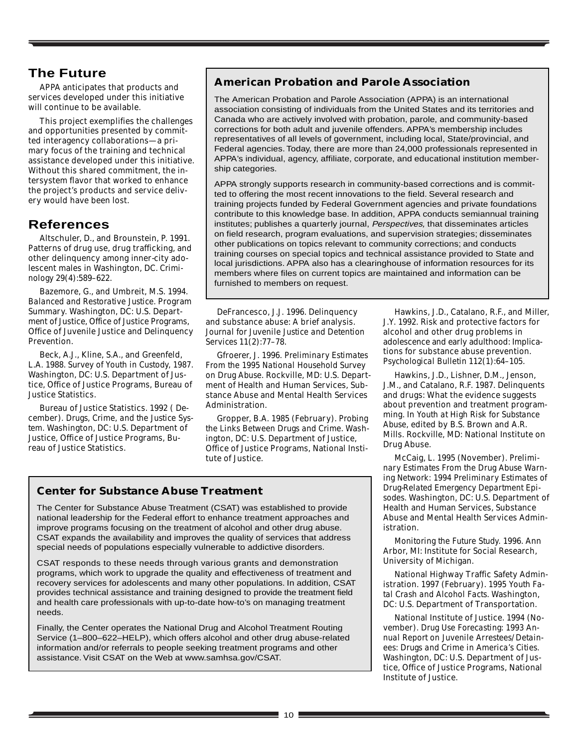## The Future

APPA anticipates that products and services developed under this initiative will continue to be available.

This project exemplifies the challenges and opportunities presented by committed interagency collaborations—a primary focus of the training and technical assistance developed under this initiative. Without this shared commitment, the intersystem flavor that worked to enhance the project's products and service delivery would have been lost.

### American Probation and Parole Association

The American Probation and Parole Association (APPA) is an international association consisting of individuals from the United States and its territories and Canada who are actively involved with probation, parole, and community-based corrections for both adult and juvenile offenders. APPA's membership includes representatives of all levels of government, including local, State/provincial, and Federal agencies. Today, there are more than 24,000 professionals represented in APPA's individual, agency, affiliate, corporate, and educational institution membership categories.

APPA strongly supports research in community-based corrections and is committed to offering the most recent innovations to the field. Several research and training projects funded by Federal Government agencies and private foundations contribute to this knowledge base. In addition, APPA conducts semiannual training institutes; publishes a quarterly journal, *Perspectives,* that disseminates articles on field research, program evaluations, and supervision strategies; disseminates other publications on topics relevant to community corrections; and conducts training courses on special topics and technical assistance provided to State and local jurisdictions. APPA also has a clearinghouse of information resources for its members where files on current topics are maintained and information can be furnished to members on request.

## References

Altschuler, D., and Brounstein, P. 1991. Patterns of drug use, drug trafficking, and other delinquency among inner-city adolescent males in Washington, DC. *Criminology* 29(4):589–622.

Bazemore, G., and Umbreit, M.S. 1994. *Balanced and Restorative Justice.* Program Summary. Washington, DC: U.S. Department of Justice, Office of Justice Programs, Office of Juvenile Justice and Delinquency Prevention.

Beck, A.J., Kline, S.A., and Greenfeld, L.A. 1988. *Survey of Youth in Custody, 1987.* Washington, DC: U.S. Department of Justice, Office of Justice Programs, Bureau of Justice Statistics.

Bureau of Justice Statistics. 1992 (December). *Drugs, Crime, and the Justice System.* Washington, DC: U.S. Department of Justice, Office of Justice Programs, Bureau of Justice Statistics.

DeFrancesco, J.J. 1996. Delinquency and substance abuse: A brief analysis. *Journal for Juvenile Justice and Detention Services* 11(2):77–78.

Gfroerer, J. 1996. *Preliminary Estimates From the 1995 National Household Survey on Drug Abuse.* Rockville, MD: U.S. Department of Health and Human Services, Substance Abuse and Mental Health Services Administration.

Gropper, B.A. 1985 (February). *Probing the Links Between Drugs and Crime.* Washington, DC: U.S. Department of Justice, Office of Justice Programs, National Institute of Justice.

Hawkins, J.D., Catalano, R.F., and Miller, J.Y. 1992. Risk and protective factors for alcohol and other drug problems in adolescence and early adulthood: Implications for substance abuse prevention. *Psychological Bulletin* 112(1):64–105.

Hawkins, J.D., Lishner, D.M., Jenson, J.M., and Catalano, R.F. 1987. Delinquents and drugs: What the evidence suggests about prevention and treatment programming. In *Youth at High Risk for Substance Abuse,* edited by B.S. Brown and A.R. Mills. Rockville, MD: National Institute on Drug Abuse.

McCaig, L. 1995 (November). *Preliminary Estimates From the Drug Abuse Warning Network: 1994 Preliminary Estimates of Drug-Related Emergency Department Episodes.* Washington, DC: U.S. Department of Health and Human Services, Substance Abuse and Mental Health Services Administration.

Monitoring the Future Study. 1996. Ann Arbor, MI: Institute for Social Research, University of Michigan.

National Highway Traffic Safety Administration. 1997 (February). *1995 Youth Fatal Crash and Alcohol Facts.* Washington, DC: U.S. Department of Transportation.

National Institute of Justice. 1994 (November). *Drug Use Forecasting: 1993 Annual Report on Juvenile Arrestees/Detainees: Drugs and Crime in America's Cities.* Washington, DC: U.S. Department of Justice, Office of Justice Programs, National Institute of Justice.

### Center for Substance Abuse Treatment

The Center for Substance Abuse Treatment (CSAT) was established to provide national leadership for the Federal effort to enhance treatment approaches and improve programs focusing on the treatment of alcohol and other drug abuse. CSAT expands the availability and improves the quality of services that address special needs of populations especially vulnerable to addictive disorders.

CSAT responds to these needs through various grants and demonstration programs, which work to upgrade the quality and effectiveness of treatment and recovery services for adolescents and many other populations. In addition, CSAT provides technical assistance and training designed to provide the treatment field and health care professionals with up-to-date how-to's on managing treatment needs.

Finally, the Center operates the National Drug and Alcohol Treatment Routing Service (1–800–622–HELP), which offers alcohol and other drug abuse-related information and/or referrals to people seeking treatment programs and other assistance. Visit CSAT on the Web at www.samhsa.gov/CSAT.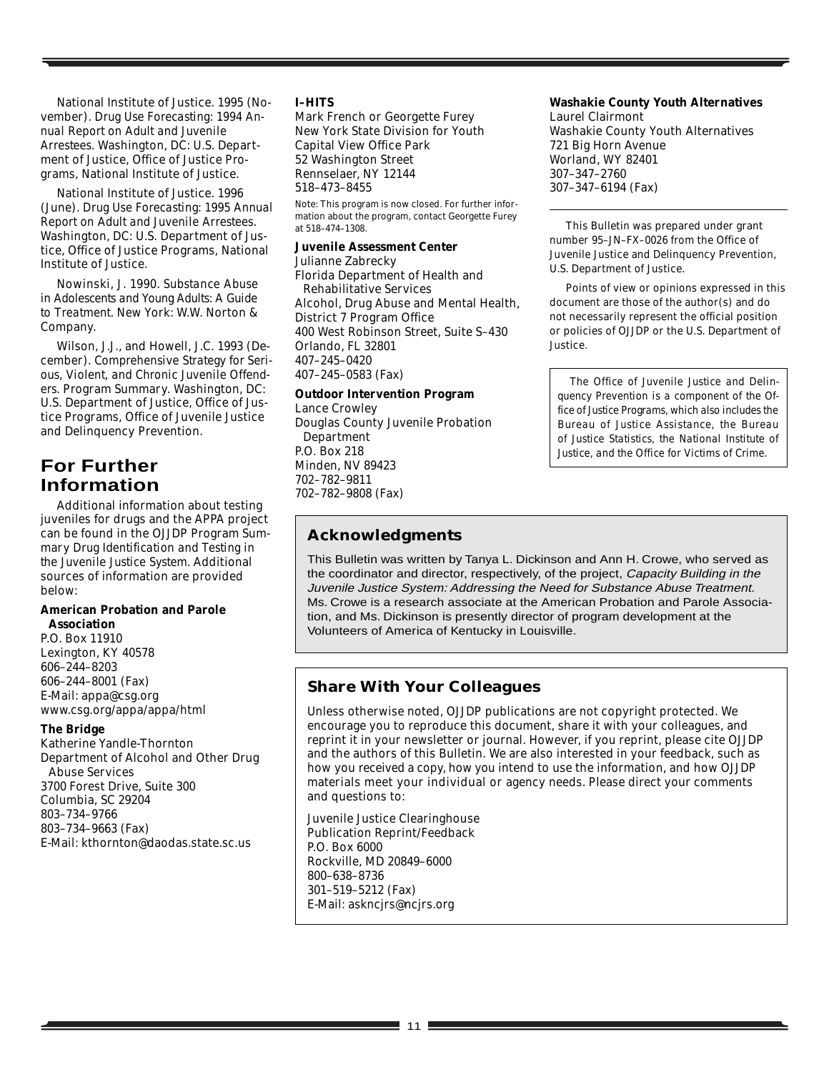National Institute of Justice. 1995 (November). *Drug Use Forecasting: 1994 Annual Report on Adult and Juvenile Arrestees.* Washington, DC: U.S. Department of Justice, Office of Justice Programs, National Institute of Justice.

National Institute of Justice. 1996 (June). *Drug Use Forecasting: 1995 Annual Report on Adult and Juvenile Arrestees.* Washington, DC: U.S. Department of Justice, Office of Justice Programs, National Institute of Justice.

Nowinski, J. 1990. *Substance Abuse in Adolescents and Young Adults: A Guide to Treatment.* New York: W.W. Norton & Company.

Wilson, J.J., and Howell, J.C. 1993 (December). *Comprehensive Strategy for Serious, Violent, and Chronic Juvenile Offenders. Program Summary.* Washington, DC: U.S. Department of Justice, Office of Justice Programs, Office of Juvenile Justice and Delinquency Prevention.

## For Further Information

Additional information about testing juveniles for drugs and the APPA project can be found in the OJJDP Program Summary *Drug Identification and Testing in the Juvenile Justice System.* Additional sources of information are provided below:

**American Probation and Parole Association**
P.O. Box 11910
Lexington, KY 40578
606–244–8203
606–244–8001 (Fax)
E-Mail: appa@csg.org
www.csg.org/appa/appa/html

**The Bridge**
Katherine Yandle-Thornton
Department of Alcohol and Other Drug Abuse Services
3700 Forest Drive, Suite 300
Columbia, SC 29204
803–734–9766
803–734–9663 (Fax)
E-Mail: kthornton@daodas.state.sc.us

**I–HITS**
Mark French or Georgette Furey
New York State Division for Youth
Capital View Office Park
52 Washington Street
Rennselaer, NY 12144
518–473–8455

Note: This program is now closed. For further information about the program, contact Georgette Furey at 518–474–1308.

**Juvenile Assessment Center**
Julianne Zabrecky
Florida Department of Health and Rehabilitative Services
Alcohol, Drug Abuse and Mental Health, District 7 Program Office
400 West Robinson Street, Suite S–430
Orlando, FL 32801
407–245–0420
407–245–0583 (Fax)

**Outdoor Intervention Program**
Lance Crowley
Douglas County Juvenile Probation Department
P.O. Box 218
Minden, NV 89423
702–782–9811
702–782–9808 (Fax)

**Washakie County Youth Alternatives**
Laurel Clairmont
Washakie County Youth Alternatives
721 Big Horn Avenue
Worland, WY 82401
307–347–2760
307–347–6194 (Fax)

---

This Bulletin was prepared under grant number 95–JN–FX–0026 from the Office of Juvenile Justice and Delinquency Prevention, U.S. Department of Justice.

Points of view or opinions expressed in this document are those of the author(s) and do not necessarily represent the official position or policies of OJJDP or the U.S. Department of Justice.

*The Office of Juvenile Justice and Delinquency Prevention is a component of the Office of Justice Programs, which also includes the Bureau of Justice Assistance, the Bureau of Justice Statistics, the National Institute of Justice, and the Office for Victims of Crime.*

## Acknowledgments

This Bulletin was written by Tanya L. Dickinson and Ann H. Crowe, who served as the coordinator and director, respectively, of the project, *Capacity Building in the Juvenile Justice System: Addressing the Need for Substance Abuse Treatment.* Ms. Crowe is a research associate at the American Probation and Parole Association, and Ms. Dickinson is presently director of program development at the Volunteers of America of Kentucky in Louisville.

## Share With Your Colleagues

Unless otherwise noted, OJJDP publications are not copyright protected. We encourage you to reproduce this document, share it with your colleagues, and reprint it in your newsletter or journal. However, if you reprint, please cite OJJDP and the authors of this Bulletin. We are also interested in your feedback, such as how you received a copy, how you intend to use the information, and how OJJDP materials meet your individual or agency needs. Please direct your comments and questions to:

Juvenile Justice Clearinghouse
Publication Reprint/Feedback
P.O. Box 6000
Rockville, MD 20849–6000
800–638–8736
301–519–5212 (Fax)
E-Mail: askncjrs@ncjrs.org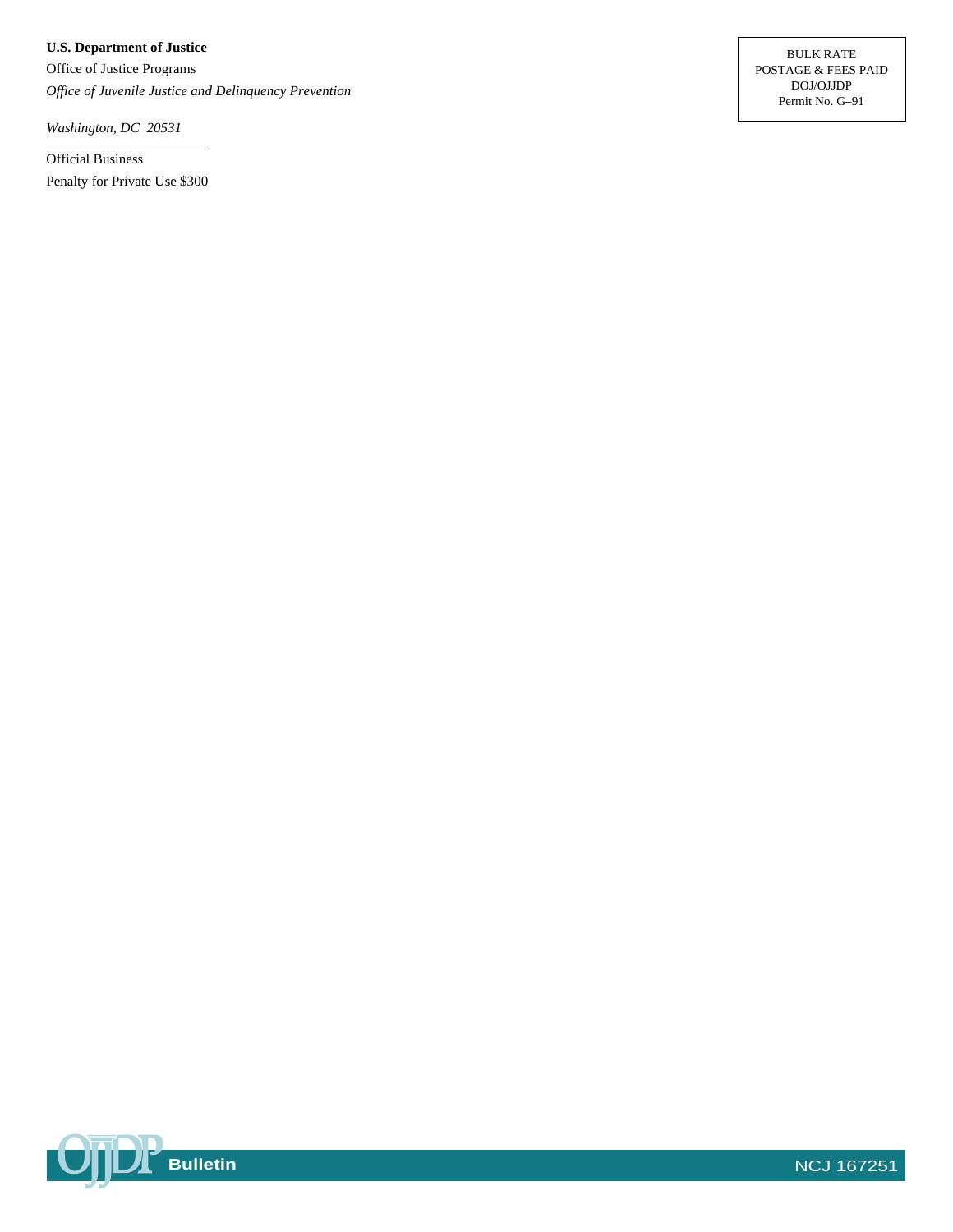**U.S. Department of Justice**

Office of Justice Programs

*Office of Juvenile Justice and Delinquency Prevention*

*Washington, DC 20531*

Official Business

Penalty for Private Use $300

BULK RATE
POSTAGE & FEES PAID
DOJ/OJJDP
Permit No. G–91

OJJDP **Bulletin**

NCJ 167251